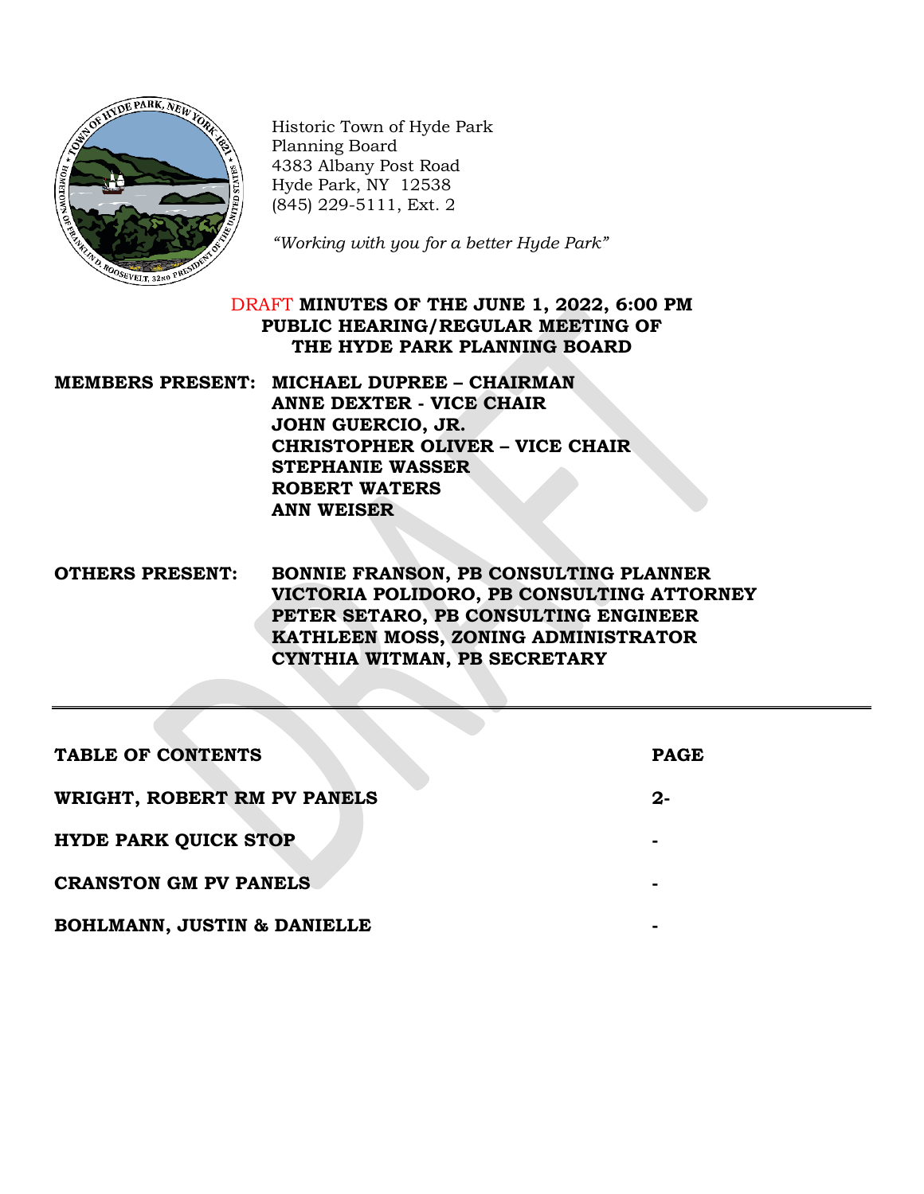Historic Town of Hyde Park
Planning Board
4383 Albany Post Road
Hyde Park, NY 12538
(845) 229-5111, Ext. 2

*"Working with you for a better Hyde Park"*

# DRAFT MINUTES OF THE JUNE 1, 2022, 6:00 PM PUBLIC HEARING/REGULAR MEETING OF THE HYDE PARK PLANNING BOARD

**MEMBERS PRESENT:** **MICHAEL DUPREE – CHAIRMAN**
**ANNE DEXTER - VICE CHAIR**
**JOHN GUERCIO, JR.**
**CHRISTOPHER OLIVER – VICE CHAIR**
**STEPHANIE WASSER**
**ROBERT WATERS**
**ANN WEISER**

**OTHERS PRESENT:** **BONNIE FRANSON, PB CONSULTING PLANNER**
**VICTORIA POLIDORO, PB CONSULTING ATTORNEY**
**PETER SETARO, PB CONSULTING ENGINEER**
**KATHLEEN MOSS, ZONING ADMINISTRATOR**
**CYNTHIA WITMAN, PB SECRETARY**

---

| TABLE OF CONTENTS | PAGE |
|---|---|
| WRIGHT, ROBERT RM PV PANELS | 2- |
| HYDE PARK QUICK STOP | - |
| CRANSTON GM PV PANELS | - |
| BOHLMANN, JUSTIN & DANIELLE | - |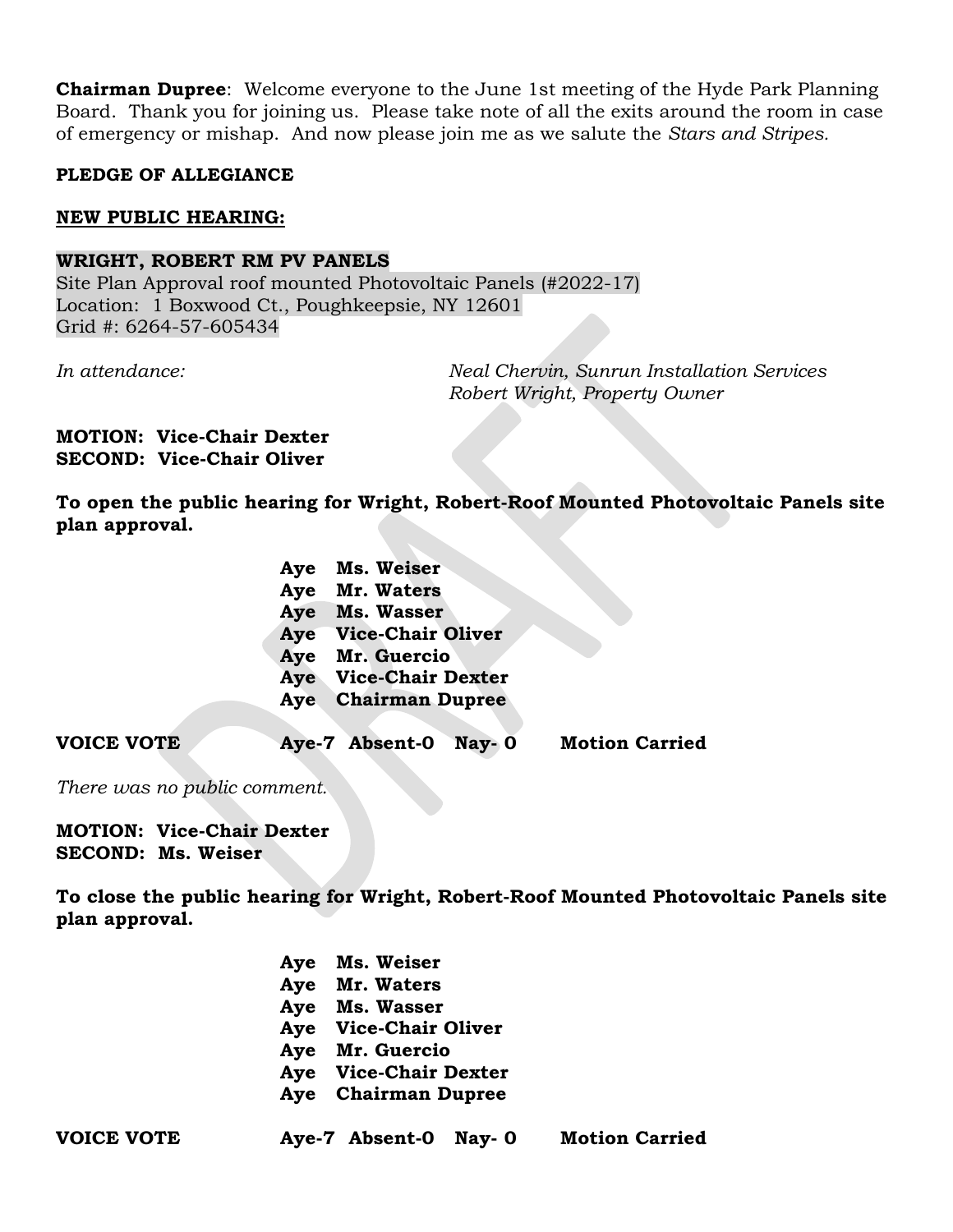**Chairman Dupree**: Welcome everyone to the June 1st meeting of the Hyde Park Planning Board. Thank you for joining us. Please take note of all the exits around the room in case of emergency or mishap. And now please join me as we salute the *Stars and Stripes*.

**PLEDGE OF ALLEGIANCE**

**NEW PUBLIC HEARING:**

**WRIGHT, ROBERT RM PV PANELS**
Site Plan Approval roof mounted Photovoltaic Panels (#2022-17)
Location: 1 Boxwood Ct., Poughkeepsie, NY 12601
Grid #: 6264-57-605434

*In attendance:* *Neal Chervin, Sunrun Installation Services*
*Robert Wright, Property Owner*

**MOTION: Vice-Chair Dexter**
**SECOND: Vice-Chair Oliver**

**To open the public hearing for Wright, Robert-Roof Mounted Photovoltaic Panels site plan approval.**

**Aye Ms. Weiser**
**Aye Mr. Waters**
**Aye Ms. Wasser**
**Aye Vice-Chair Oliver**
**Aye Mr. Guercio**
**Aye Vice-Chair Dexter**
**Aye Chairman Dupree**

**VOICE VOTE Aye-7 Absent-0 Nay- 0 Motion Carried**

*There was no public comment.*

**MOTION: Vice-Chair Dexter**
**SECOND: Ms. Weiser**

**To close the public hearing for Wright, Robert-Roof Mounted Photovoltaic Panels site plan approval.**

**Aye Ms. Weiser**
**Aye Mr. Waters**
**Aye Ms. Wasser**
**Aye Vice-Chair Oliver**
**Aye Mr. Guercio**
**Aye Vice-Chair Dexter**
**Aye Chairman Dupree**

**VOICE VOTE Aye-7 Absent-0 Nay- 0 Motion Carried**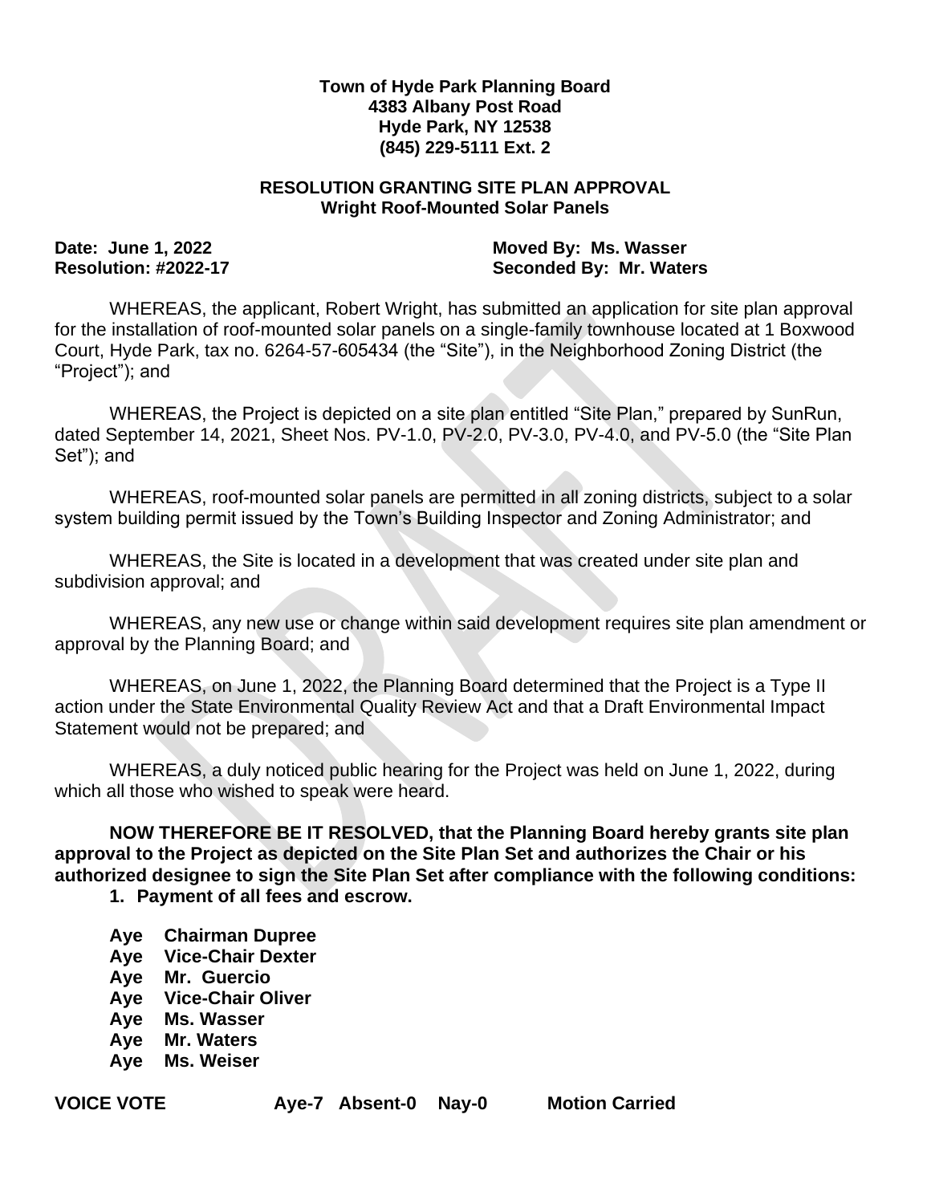**Town of Hyde Park Planning Board**
**4383 Albany Post Road**
**Hyde Park, NY 12538**
**(845) 229-5111 Ext. 2**

**RESOLUTION GRANTING SITE PLAN APPROVAL**
**Wright Roof-Mounted Solar Panels**

**Date: June 1, 2022** — **Moved By: Ms. Wasser**
**Resolution: #2022-17** — **Seconded By: Mr. Waters**

WHEREAS, the applicant, Robert Wright, has submitted an application for site plan approval for the installation of roof-mounted solar panels on a single-family townhouse located at 1 Boxwood Court, Hyde Park, tax no. 6264-57-605434 (the "Site"), in the Neighborhood Zoning District (the "Project"); and

WHEREAS, the Project is depicted on a site plan entitled "Site Plan," prepared by SunRun, dated September 14, 2021, Sheet Nos. PV-1.0, PV-2.0, PV-3.0, PV-4.0, and PV-5.0 (the "Site Plan Set"); and

WHEREAS, roof-mounted solar panels are permitted in all zoning districts, subject to a solar system building permit issued by the Town's Building Inspector and Zoning Administrator; and

WHEREAS, the Site is located in a development that was created under site plan and subdivision approval; and

WHEREAS, any new use or change within said development requires site plan amendment or approval by the Planning Board; and

WHEREAS, on June 1, 2022, the Planning Board determined that the Project is a Type II action under the State Environmental Quality Review Act and that a Draft Environmental Impact Statement would not be prepared; and

WHEREAS, a duly noticed public hearing for the Project was held on June 1, 2022, during which all those who wished to speak were heard.

**NOW THEREFORE BE IT RESOLVED, that the Planning Board hereby grants site plan approval to the Project as depicted on the Site Plan Set and authorizes the Chair or his authorized designee to sign the Site Plan Set after compliance with the following conditions:**

1. **Payment of all fees and escrow.**

**Aye Chairman Dupree**
**Aye Vice-Chair Dexter**
**Aye Mr. Guercio**
**Aye Vice-Chair Oliver**
**Aye Ms. Wasser**
**Aye Mr. Waters**
**Aye Ms. Weiser**

**VOICE VOTE Aye-7 Absent-0 Nay-0 Motion Carried**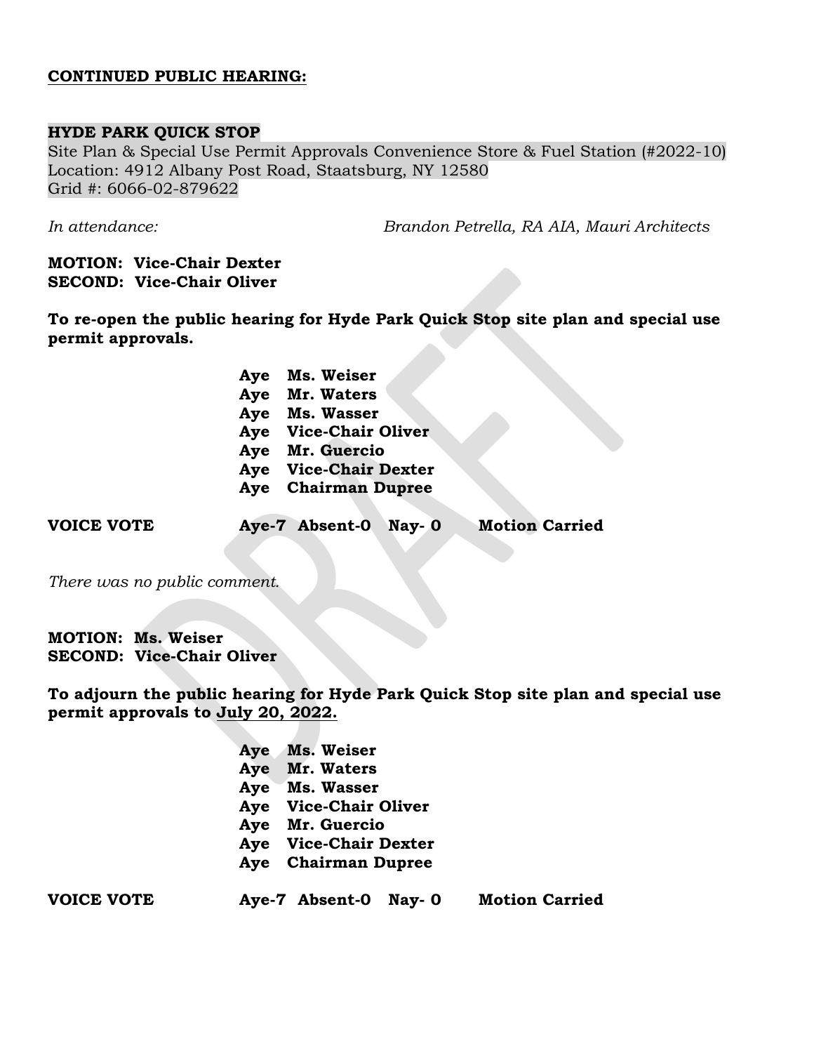**CONTINUED PUBLIC HEARING:**

**HYDE PARK QUICK STOP**
Site Plan & Special Use Permit Approvals Convenience Store & Fuel Station (#2022-10)
Location: 4912 Albany Post Road, Staatsburg, NY 12580
Grid #: 6066-02-879622

*In attendance:* *Brandon Petrella, RA AIA, Mauri Architects*

**MOTION: Vice-Chair Dexter**
**SECOND: Vice-Chair Oliver**

**To re-open the public hearing for Hyde Park Quick Stop site plan and special use permit approvals.**

**Aye Ms. Weiser**
**Aye Mr. Waters**
**Aye Ms. Wasser**
**Aye Vice-Chair Oliver**
**Aye Mr. Guercio**
**Aye Vice-Chair Dexter**
**Aye Chairman Dupree**

**VOICE VOTE Aye-7 Absent-0 Nay- 0 Motion Carried**

*There was no public comment.*

**MOTION: Ms. Weiser**
**SECOND: Vice-Chair Oliver**

**To adjourn the public hearing for Hyde Park Quick Stop site plan and special use permit approvals to July 20, 2022.**

**Aye Ms. Weiser**
**Aye Mr. Waters**
**Aye Ms. Wasser**
**Aye Vice-Chair Oliver**
**Aye Mr. Guercio**
**Aye Vice-Chair Dexter**
**Aye Chairman Dupree**

**VOICE VOTE Aye-7 Absent-0 Nay- 0 Motion Carried**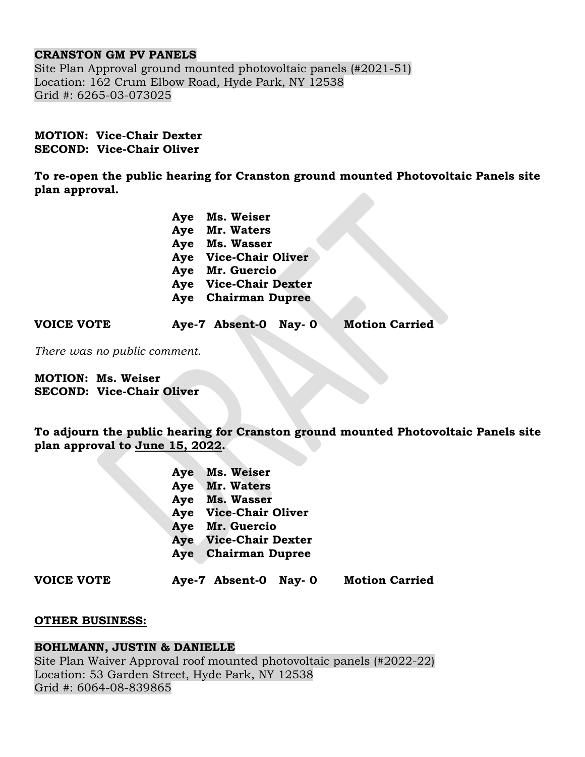**CRANSTON GM PV PANELS**
Site Plan Approval ground mounted photovoltaic panels (#2021-51)
Location: 162 Crum Elbow Road, Hyde Park, NY 12538
Grid #: 6265-03-073025

**MOTION: Vice-Chair Dexter**
**SECOND: Vice-Chair Oliver**

**To re-open the public hearing for Cranston ground mounted Photovoltaic Panels site plan approval.**

**Aye Ms. Weiser**
**Aye Mr. Waters**
**Aye Ms. Wasser**
**Aye Vice-Chair Oliver**
**Aye Mr. Guercio**
**Aye Vice-Chair Dexter**
**Aye Chairman Dupree**

**VOICE VOTE Aye-7 Absent-0 Nay- 0 Motion Carried**

*There was no public comment.*

**MOTION: Ms. Weiser**
**SECOND: Vice-Chair Oliver**

**To adjourn the public hearing for Cranston ground mounted Photovoltaic Panels site plan approval to <u>June 15, 2022</u>.**

**Aye Ms. Weiser**
**Aye Mr. Waters**
**Aye Ms. Wasser**
**Aye Vice-Chair Oliver**
**Aye Mr. Guercio**
**Aye Vice-Chair Dexter**
**Aye Chairman Dupree**

**VOICE VOTE Aye-7 Absent-0 Nay- 0 Motion Carried**

**<u>OTHER BUSINESS:</u>**

**BOHLMANN, JUSTIN & DANIELLE**
Site Plan Waiver Approval roof mounted photovoltaic panels (#2022-22)
Location: 53 Garden Street, Hyde Park, NY 12538
Grid #: 6064-08-839865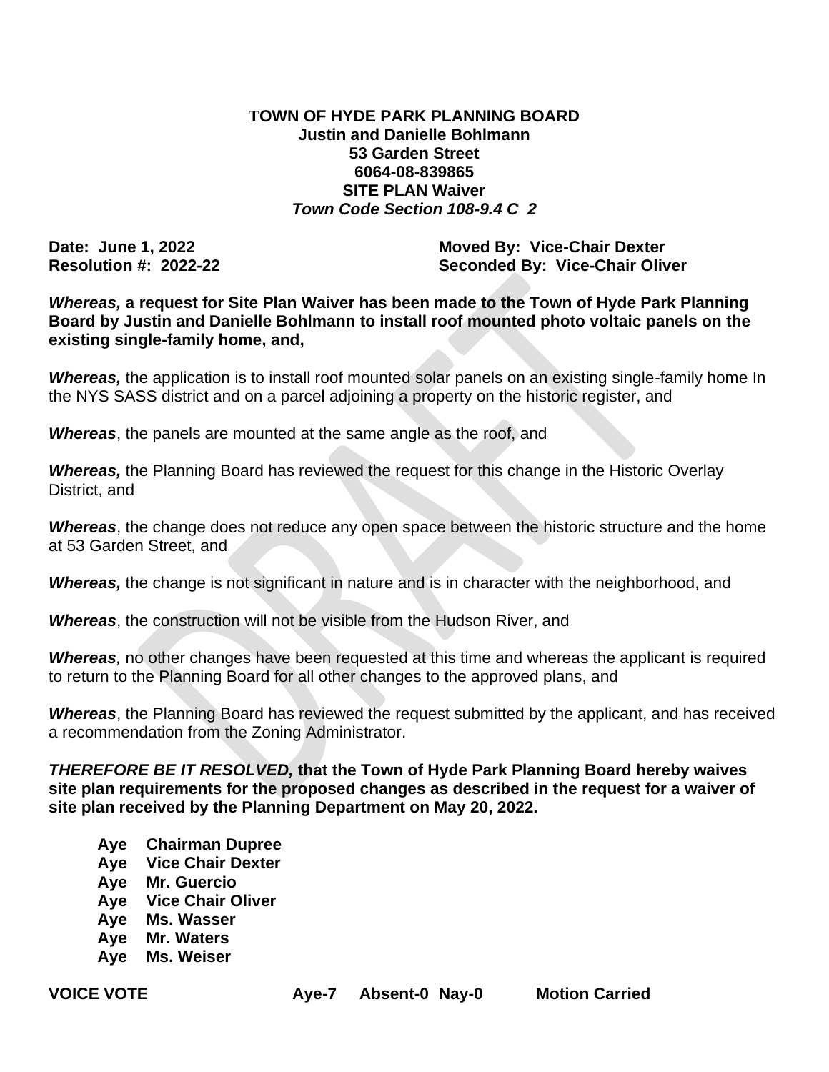**TOWN OF HYDE PARK PLANNING BOARD**
**Justin and Danielle Bohlmann**
**53 Garden Street**
**6064-08-839865**
**SITE PLAN Waiver**
***Town Code Section 108-9.4 C 2***

**Date: June 1, 2022** **Moved By: Vice-Chair Dexter**
**Resolution #: 2022-22** **Seconded By: Vice-Chair Oliver**

***Whereas,* a request for Site Plan Waiver has been made to the Town of Hyde Park Planning Board by Justin and Danielle Bohlmann to install roof mounted photo voltaic panels on the existing single-family home, and,**

***Whereas,*** the application is to install roof mounted solar panels on an existing single-family home In the NYS SASS district and on a parcel adjoining a property on the historic register, and

***Whereas***, the panels are mounted at the same angle as the roof, and

***Whereas,*** the Planning Board has reviewed the request for this change in the Historic Overlay District, and

***Whereas***, the change does not reduce any open space between the historic structure and the home at 53 Garden Street, and

***Whereas,*** the change is not significant in nature and is in character with the neighborhood, and

***Whereas***, the construction will not be visible from the Hudson River, and

***Whereas,*** no other changes have been requested at this time and whereas the applicant is required to return to the Planning Board for all other changes to the approved plans, and

***Whereas***, the Planning Board has reviewed the request submitted by the applicant, and has received a recommendation from the Zoning Administrator.

***THEREFORE BE IT RESOLVED,* that the Town of Hyde Park Planning Board hereby waives site plan requirements for the proposed changes as described in the request for a waiver of site plan received by the Planning Department on May 20, 2022.**

**Aye Chairman Dupree**
**Aye Vice Chair Dexter**
**Aye Mr. Guercio**
**Aye Vice Chair Oliver**
**Aye Ms. Wasser**
**Aye Mr. Waters**
**Aye Ms. Weiser**

**VOICE VOTE** **Aye-7 Absent-0 Nay-0** **Motion Carried**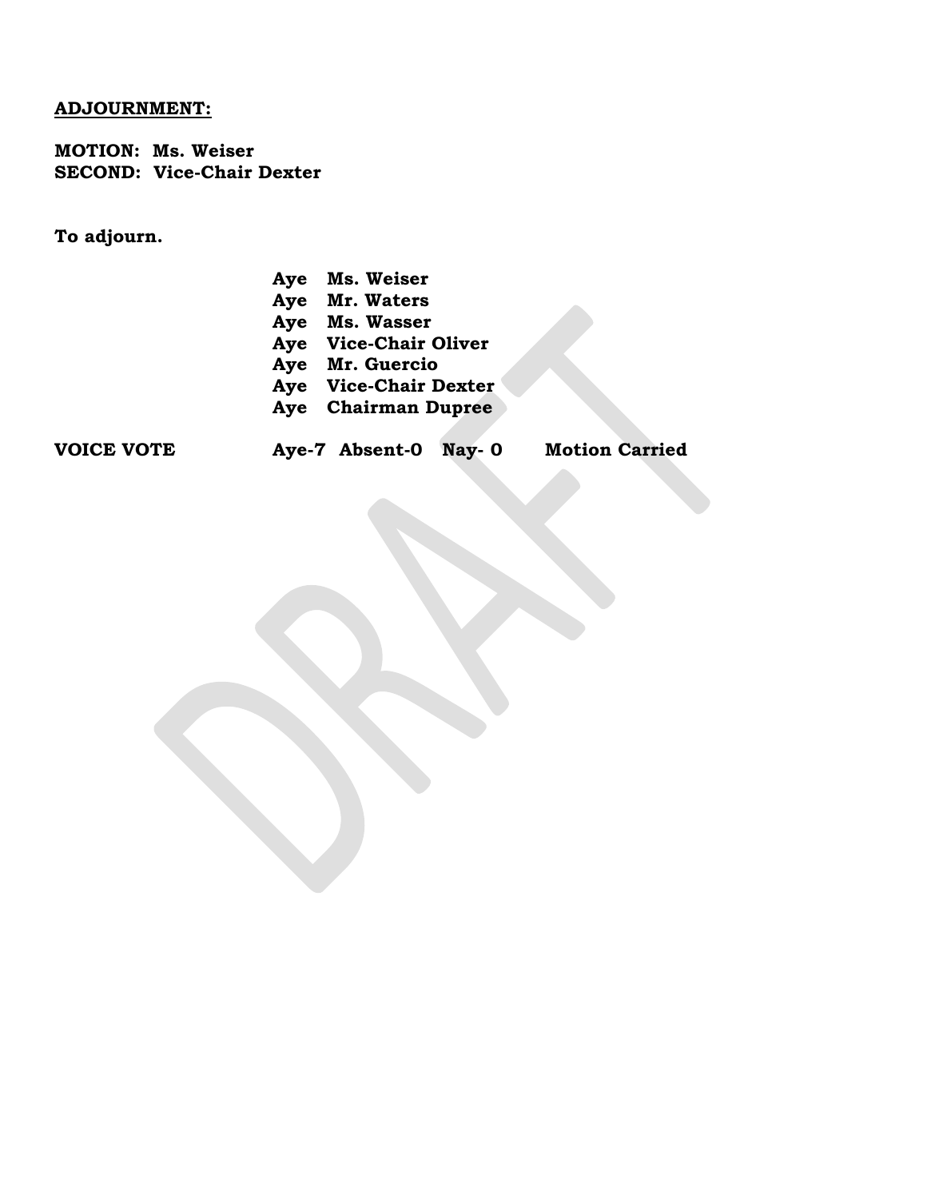**<u>ADJOURNMENT:</u>**

**MOTION: Ms. Weiser**
**SECOND: Vice-Chair Dexter**

**To adjourn.**

| | | |
|---|---|---|
| | **Aye** | **Ms. Weiser** |
| | **Aye** | **Mr. Waters** |
| | **Aye** | **Ms. Wasser** |
| | **Aye** | **Vice-Chair Oliver** |
| | **Aye** | **Mr. Guercio** |
| | **Aye** | **Vice-Chair Dexter** |
| | **Aye** | **Chairman Dupree** |
| **VOICE VOTE** | **Aye-7 Absent-0 Nay- 0** | **Motion Carried** |

DRAFT